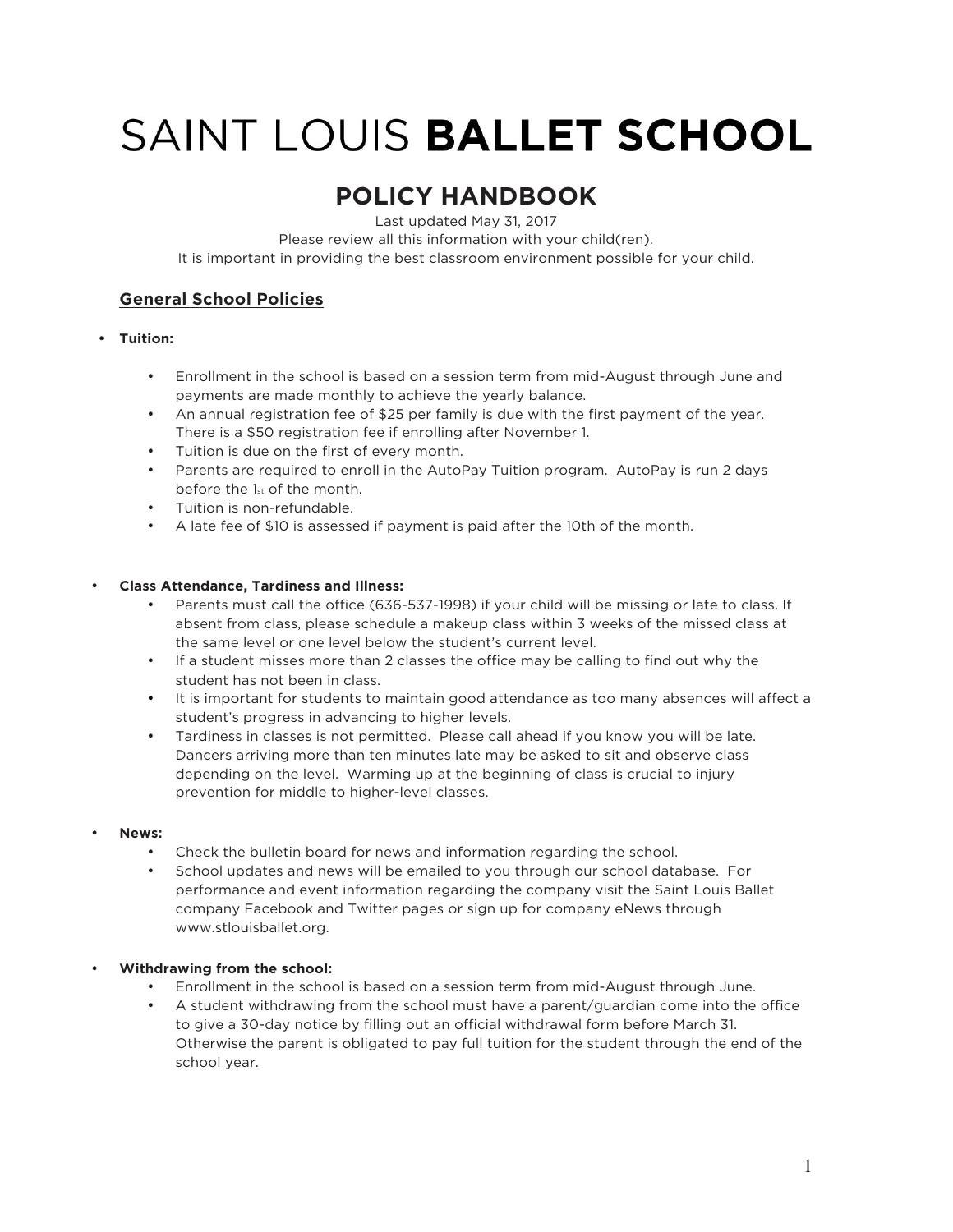# SAINT LOUIS **BALLET SCHOOL**

## POLICY HANDBOOK

Last updated May 31, 2017
Please review all this information with your child(ren).
It is important in providing the best classroom environment possible for your child.

### General School Policies

- **Tuition:**
  - Enrollment in the school is based on a session term from mid-August through June and payments are made monthly to achieve the yearly balance.
  - An annual registration fee of $25 per family is due with the first payment of the year. There is a $50 registration fee if enrolling after November 1.
  - Tuition is due on the first of every month.
  - Parents are required to enroll in the AutoPay Tuition program. AutoPay is run 2 days before the 1st of the month.
  - Tuition is non-refundable.
  - A late fee of $10 is assessed if payment is paid after the 10th of the month.

- **Class Attendance, Tardiness and Illness:**
  - Parents must call the office (636-537-1998) if your child will be missing or late to class. If absent from class, please schedule a makeup class within 3 weeks of the missed class at the same level or one level below the student's current level.
  - If a student misses more than 2 classes the office may be calling to find out why the student has not been in class.
  - It is important for students to maintain good attendance as too many absences will affect a student's progress in advancing to higher levels.
  - Tardiness in classes is not permitted. Please call ahead if you know you will be late. Dancers arriving more than ten minutes late may be asked to sit and observe class depending on the level. Warming up at the beginning of class is crucial to injury prevention for middle to higher-level classes.

- **News:**
  - Check the bulletin board for news and information regarding the school.
  - School updates and news will be emailed to you through our school database. For performance and event information regarding the company visit the Saint Louis Ballet company Facebook and Twitter pages or sign up for company eNews through www.stlouisballet.org.

- **Withdrawing from the school:**
  - Enrollment in the school is based on a session term from mid-August through June.
  - A student withdrawing from the school must have a parent/guardian come into the office to give a 30-day notice by filling out an official withdrawal form before March 31. Otherwise the parent is obligated to pay full tuition for the student through the end of the school year.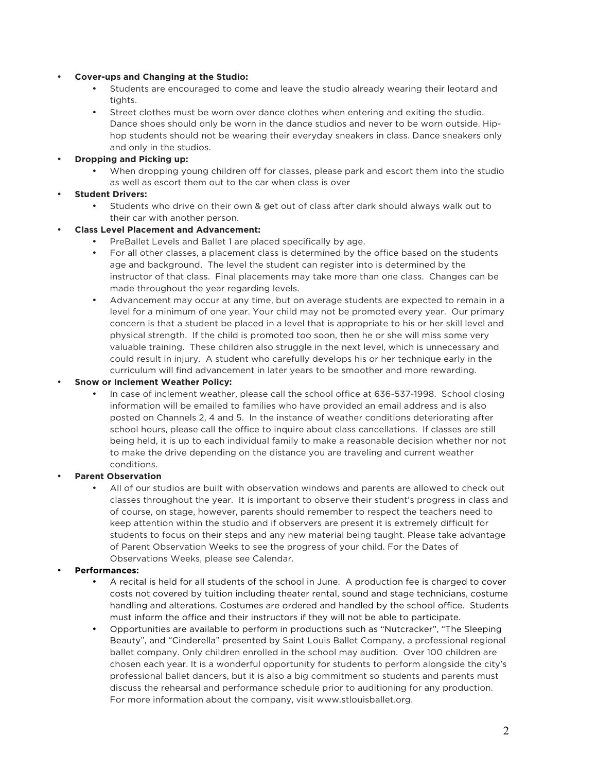- **Cover-ups and Changing at the Studio:**
  - Students are encouraged to come and leave the studio already wearing their leotard and tights.
  - Street clothes must be worn over dance clothes when entering and exiting the studio. Dance shoes should only be worn in the dance studios and never to be worn outside. Hip-hop students should not be wearing their everyday sneakers in class. Dance sneakers only and only in the studios.
- **Dropping and Picking up:**
  - When dropping young children off for classes, please park and escort them into the studio as well as escort them out to the car when class is over
- **Student Drivers:**
  - Students who drive on their own & get out of class after dark should always walk out to their car with another person.
- **Class Level Placement and Advancement:**
  - PreBallet Levels and Ballet 1 are placed specifically by age.
  - For all other classes, a placement class is determined by the office based on the students age and background. The level the student can register into is determined by the instructor of that class. Final placements may take more than one class. Changes can be made throughout the year regarding levels.
  - Advancement may occur at any time, but on average students are expected to remain in a level for a minimum of one year. Your child may not be promoted every year. Our primary concern is that a student be placed in a level that is appropriate to his or her skill level and physical strength. If the child is promoted too soon, then he or she will miss some very valuable training. These children also struggle in the next level, which is unnecessary and could result in injury. A student who carefully develops his or her technique early in the curriculum will find advancement in later years to be smoother and more rewarding.
- **Snow or Inclement Weather Policy:**
  - In case of inclement weather, please call the school office at 636-537-1998. School closing information will be emailed to families who have provided an email address and is also posted on Channels 2, 4 and 5. In the instance of weather conditions deteriorating after school hours, please call the office to inquire about class cancellations. If classes are still being held, it is up to each individual family to make a reasonable decision whether nor not to make the drive depending on the distance you are traveling and current weather conditions.
- **Parent Observation**
  - All of our studios are built with observation windows and parents are allowed to check out classes throughout the year. It is important to observe their student's progress in class and of course, on stage, however, parents should remember to respect the teachers need to keep attention within the studio and if observers are present it is extremely difficult for students to focus on their steps and any new material being taught. Please take advantage of Parent Observation Weeks to see the progress of your child. For the Dates of Observations Weeks, please see Calendar.
- **Performances:**
  - A recital is held for all students of the school in June. A production fee is charged to cover costs not covered by tuition including theater rental, sound and stage technicians, costume handling and alterations. Costumes are ordered and handled by the school office. Students must inform the office and their instructors if they will not be able to participate.
  - Opportunities are available to perform in productions such as "Nutcracker", "The Sleeping Beauty", and "Cinderella" presented by Saint Louis Ballet Company, a professional regional ballet company. Only children enrolled in the school may audition. Over 100 children are chosen each year. It is a wonderful opportunity for students to perform alongside the city's professional ballet dancers, but it is also a big commitment so students and parents must discuss the rehearsal and performance schedule prior to auditioning for any production. For more information about the company, visit www.stlouisballet.org.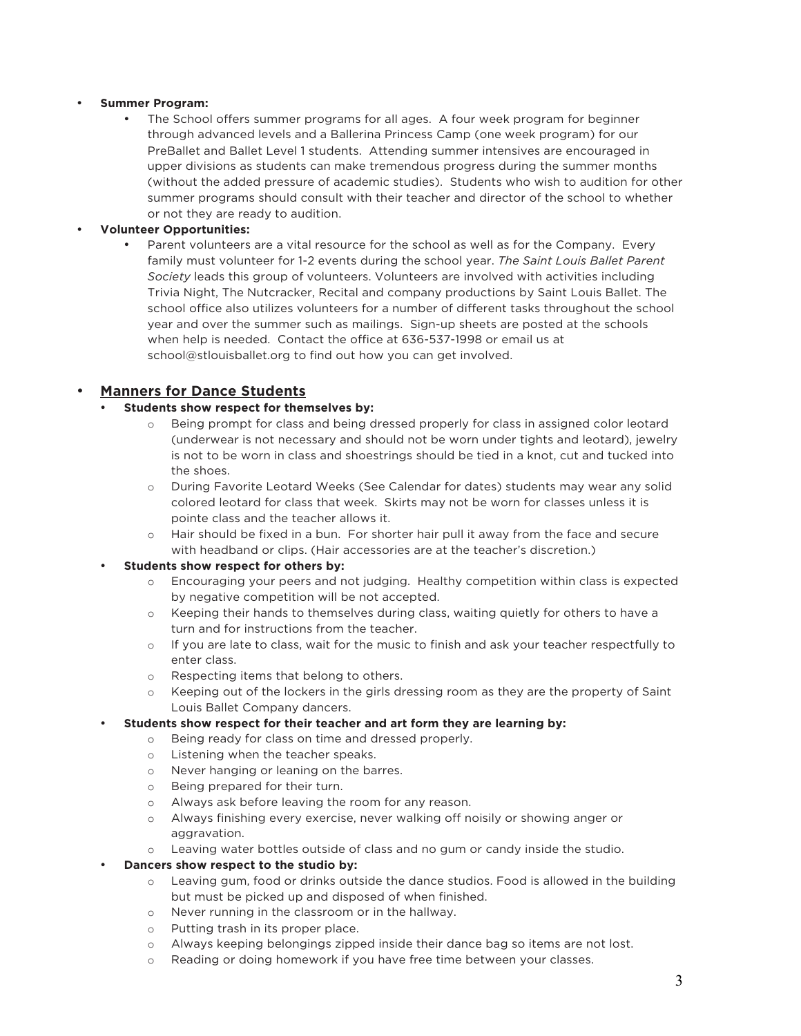- **Summer Program:**
  - The School offers summer programs for all ages. A four week program for beginner through advanced levels and a Ballerina Princess Camp (one week program) for our PreBallet and Ballet Level 1 students. Attending summer intensives are encouraged in upper divisions as students can make tremendous progress during the summer months (without the added pressure of academic studies). Students who wish to audition for other summer programs should consult with their teacher and director of the school to whether or not they are ready to audition.
- **Volunteer Opportunities:**
  - Parent volunteers are a vital resource for the school as well as for the Company. Every family must volunteer for 1-2 events during the school year. *The Saint Louis Ballet Parent Society* leads this group of volunteers. Volunteers are involved with activities including Trivia Night, The Nutcracker, Recital and company productions by Saint Louis Ballet. The school office also utilizes volunteers for a number of different tasks throughout the school year and over the summer such as mailings. Sign-up sheets are posted at the schools when help is needed. Contact the office at 636-537-1998 or email us at school@stlouisballet.org to find out how you can get involved.

- **<u>Manners for Dance Students</u>**
  - **Students show respect for themselves by:**
    - Being prompt for class and being dressed properly for class in assigned color leotard (underwear is not necessary and should not be worn under tights and leotard), jewelry is not to be worn in class and shoestrings should be tied in a knot, cut and tucked into the shoes.
    - During Favorite Leotard Weeks (See Calendar for dates) students may wear any solid colored leotard for class that week. Skirts may not be worn for classes unless it is pointe class and the teacher allows it.
    - Hair should be fixed in a bun. For shorter hair pull it away from the face and secure with headband or clips. (Hair accessories are at the teacher's discretion.)
  - **Students show respect for others by:**
    - Encouraging your peers and not judging. Healthy competition within class is expected by negative competition will be not accepted.
    - Keeping their hands to themselves during class, waiting quietly for others to have a turn and for instructions from the teacher.
    - If you are late to class, wait for the music to finish and ask your teacher respectfully to enter class.
    - Respecting items that belong to others.
    - Keeping out of the lockers in the girls dressing room as they are the property of Saint Louis Ballet Company dancers.
  - **Students show respect for their teacher and art form they are learning by:**
    - Being ready for class on time and dressed properly.
    - Listening when the teacher speaks.
    - Never hanging or leaning on the barres.
    - Being prepared for their turn.
    - Always ask before leaving the room for any reason.
    - Always finishing every exercise, never walking off noisily or showing anger or aggravation.
    - Leaving water bottles outside of class and no gum or candy inside the studio.
  - **Dancers show respect to the studio by:**
    - Leaving gum, food or drinks outside the dance studios. Food is allowed in the building but must be picked up and disposed of when finished.
    - Never running in the classroom or in the hallway.
    - Putting trash in its proper place.
    - Always keeping belongings zipped inside their dance bag so items are not lost.
    - Reading or doing homework if you have free time between your classes.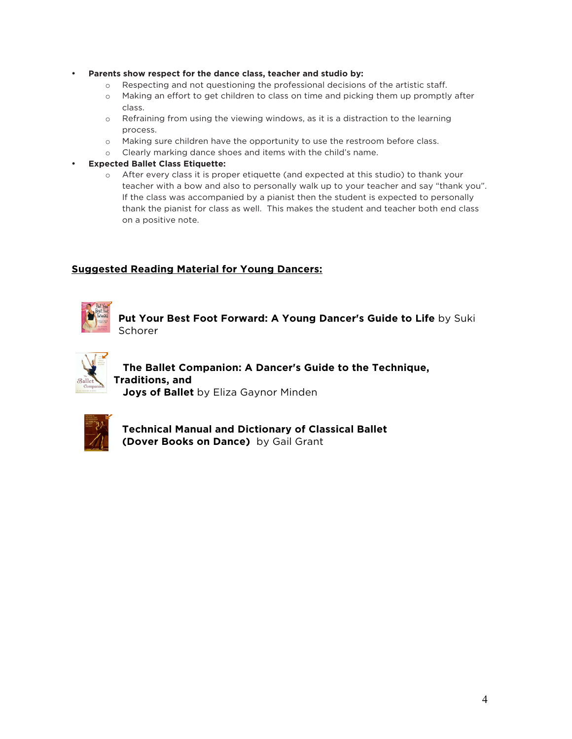- **Parents show respect for the dance class, teacher and studio by:**
  - Respecting and not questioning the professional decisions of the artistic staff.
  - Making an effort to get children to class on time and picking them up promptly after class.
  - Refraining from using the viewing windows, as it is a distraction to the learning process.
  - Making sure children have the opportunity to use the restroom before class.
  - Clearly marking dance shoes and items with the child's name.
- **Expected Ballet Class Etiquette:**
  - After every class it is proper etiquette (and expected at this studio) to thank your teacher with a bow and also to personally walk up to your teacher and say "thank you". If the class was accompanied by a pianist then the student is expected to personally thank the pianist for class as well. This makes the student and teacher both end class on a positive note.

## Suggested Reading Material for Young Dancers:

**Put Your Best Foot Forward: A Young Dancer's Guide to Life** by Suki Schorer

**The Ballet Companion: A Dancer's Guide to the Technique, Traditions, and Joys of Ballet** by Eliza Gaynor Minden

**Technical Manual and Dictionary of Classical Ballet (Dover Books on Dance)** by Gail Grant